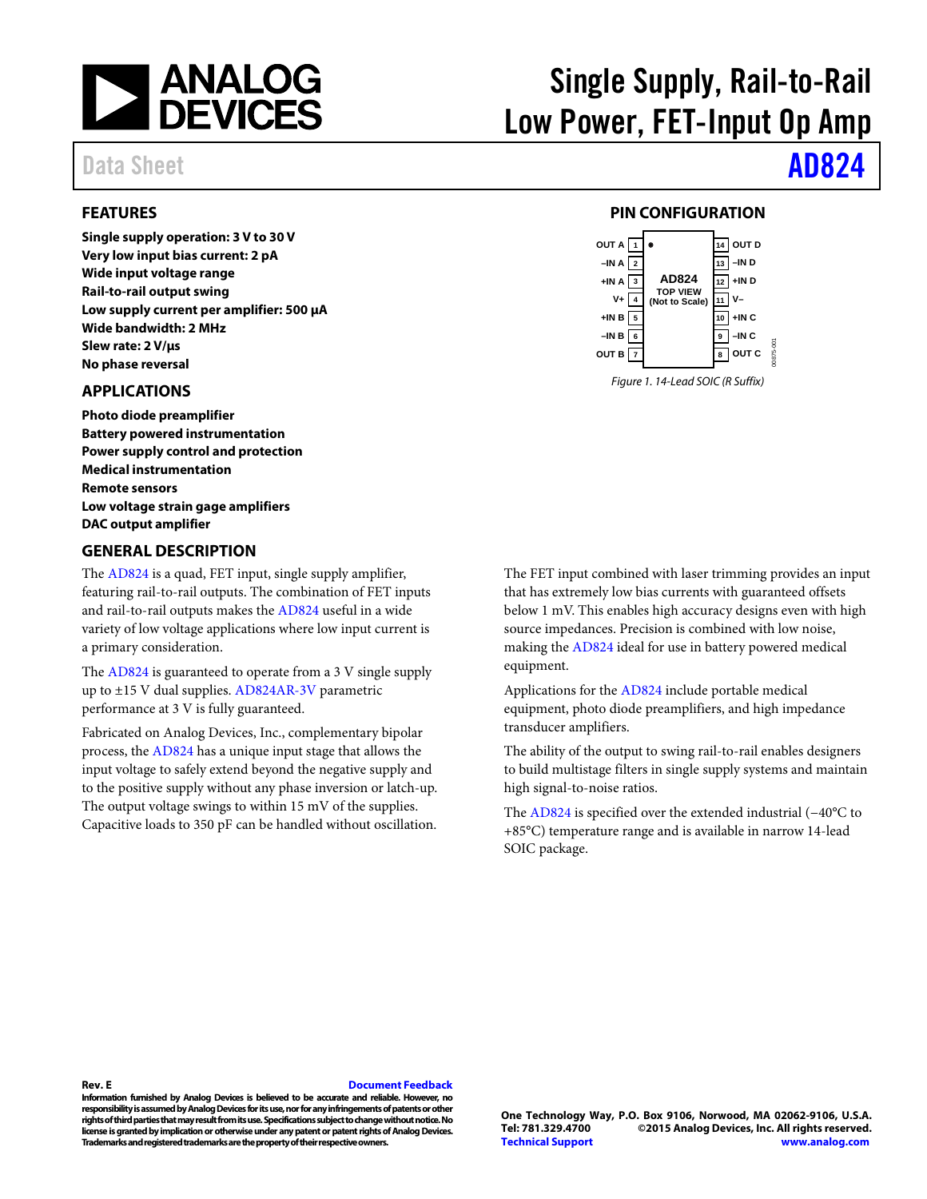# Single Supply, Rail-to-Rail Low Power, FET-Input Op Amp

Data Sheet **AD824**

## FEATURES

**Single supply operation: 3 V to 30 V**
**Very low input bias current: 2 pA**
**Wide input voltage range**
**Rail-to-rail output swing**
**Low supply current per amplifier: 500 μA**
**Wide bandwidth: 2 MHz**
**Slew rate: 2 V/μs**
**No phase reversal**

## APPLICATIONS

**Photo diode preamplifier**
**Battery powered instrumentation**
**Power supply control and protection**
**Medical instrumentation**
**Remote sensors**
**Low voltage strain gage amplifiers**
**DAC output amplifier**

## PIN CONFIGURATION

OUT A 1
–IN A 2
+IN A 3
V+ 4
+IN B 5
–IN B 6
OUT B 7
OUT C 8
–IN C 9
+IN C 10
V– 11
+IN D 12
–IN D 13
OUT D 14

AD824
TOP VIEW
(Not to Scale)

00875-001

*Figure 1. 14-Lead SOIC (R Suffix)*

## GENERAL DESCRIPTION

The AD824 is a quad, FET input, single supply amplifier, featuring rail-to-rail outputs. The combination of FET inputs and rail-to-rail outputs makes the AD824 useful in a wide variety of low voltage applications where low input current is a primary consideration.

The AD824 is guaranteed to operate from a 3 V single supply up to ±15 V dual supplies. AD824AR-3V parametric performance at 3 V is fully guaranteed.

Fabricated on Analog Devices, Inc., complementary bipolar process, the AD824 has a unique input stage that allows the input voltage to safely extend beyond the negative supply and to the positive supply without any phase inversion or latch-up. The output voltage swings to within 15 mV of the supplies. Capacitive loads to 350 pF can be handled without oscillation.

The FET input combined with laser trimming provides an input that has extremely low bias currents with guaranteed offsets below 1 mV. This enables high accuracy designs even with high source impedances. Precision is combined with low noise, making the AD824 ideal for use in battery powered medical equipment.

Applications for the AD824 include portable medical equipment, photo diode preamplifiers, and high impedance transducer amplifiers.

The ability of the output to swing rail-to-rail enables designers to build multistage filters in single supply systems and maintain high signal-to-noise ratios.

The AD824 is specified over the extended industrial (−40°C to +85°C) temperature range and is available in narrow 14-lead SOIC package.

**Rev. E** **Document Feedback**

**Information furnished by Analog Devices is believed to be accurate and reliable. However, no responsibility is assumed by Analog Devices for its use, nor for any infringements of patents or other rights of third parties that may result from its use. Specifications subject to change without notice. No license is granted by implication or otherwise under any patent or patent rights of Analog Devices. Trademarks and registered trademarks are the property of their respective owners.**

**One Technology Way, P.O. Box 9106, Norwood, MA 02062-9106, U.S.A.**
**Tel: 781.329.4700 ©2015 Analog Devices, Inc. All rights reserved.**
**Technical Support www.analog.com**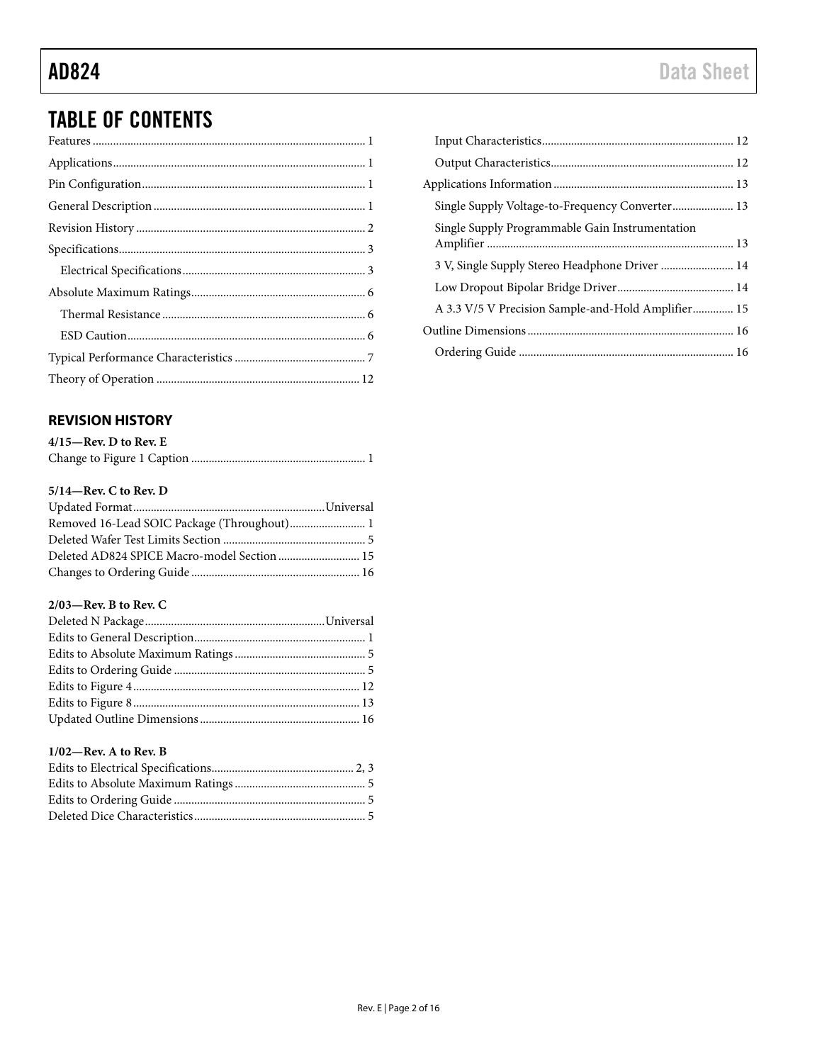## TABLE OF CONTENTS

Features ... 1
Applications ... 1
Pin Configuration ... 1
General Description ... 1
Revision History ... 2
Specifications ... 3
  Electrical Specifications ... 3
Absolute Maximum Ratings ... 6
  Thermal Resistance ... 6
  ESD Caution ... 6
Typical Performance Characteristics ... 7
Theory of Operation ... 12
  Input Characteristics ... 12
  Output Characteristics ... 12
Applications Information ... 13
  Single Supply Voltage-to-Frequency Converter ... 13
  Single Supply Programmable Gain Instrumentation Amplifier ... 13
  3 V, Single Supply Stereo Headphone Driver ... 14
  Low Dropout Bipolar Bridge Driver ... 14
  A 3.3 V/5 V Precision Sample-and-Hold Amplifier ... 15
Outline Dimensions ... 16
  Ordering Guide ... 16

### REVISION HISTORY

**4/15—Rev. D to Rev. E**

Change to Figure 1 Caption ... 1

**5/14—Rev. C to Rev. D**

Updated Format ... Universal
Removed 16-Lead SOIC Package (Throughout) ... 1
Deleted Wafer Test Limits Section ... 5
Deleted AD824 SPICE Macro-model Section ... 15
Changes to Ordering Guide ... 16

**2/03—Rev. B to Rev. C**

Deleted N Package ... Universal
Edits to General Description ... 1
Edits to Absolute Maximum Ratings ... 5
Edits to Ordering Guide ... 5
Edits to Figure 4 ... 12
Edits to Figure 8 ... 13
Updated Outline Dimensions ... 16

**1/02—Rev. A to Rev. B**

Edits to Electrical Specifications ... 2, 3
Edits to Absolute Maximum Ratings ... 5
Edits to Ordering Guide ... 5
Deleted Dice Characteristics ... 5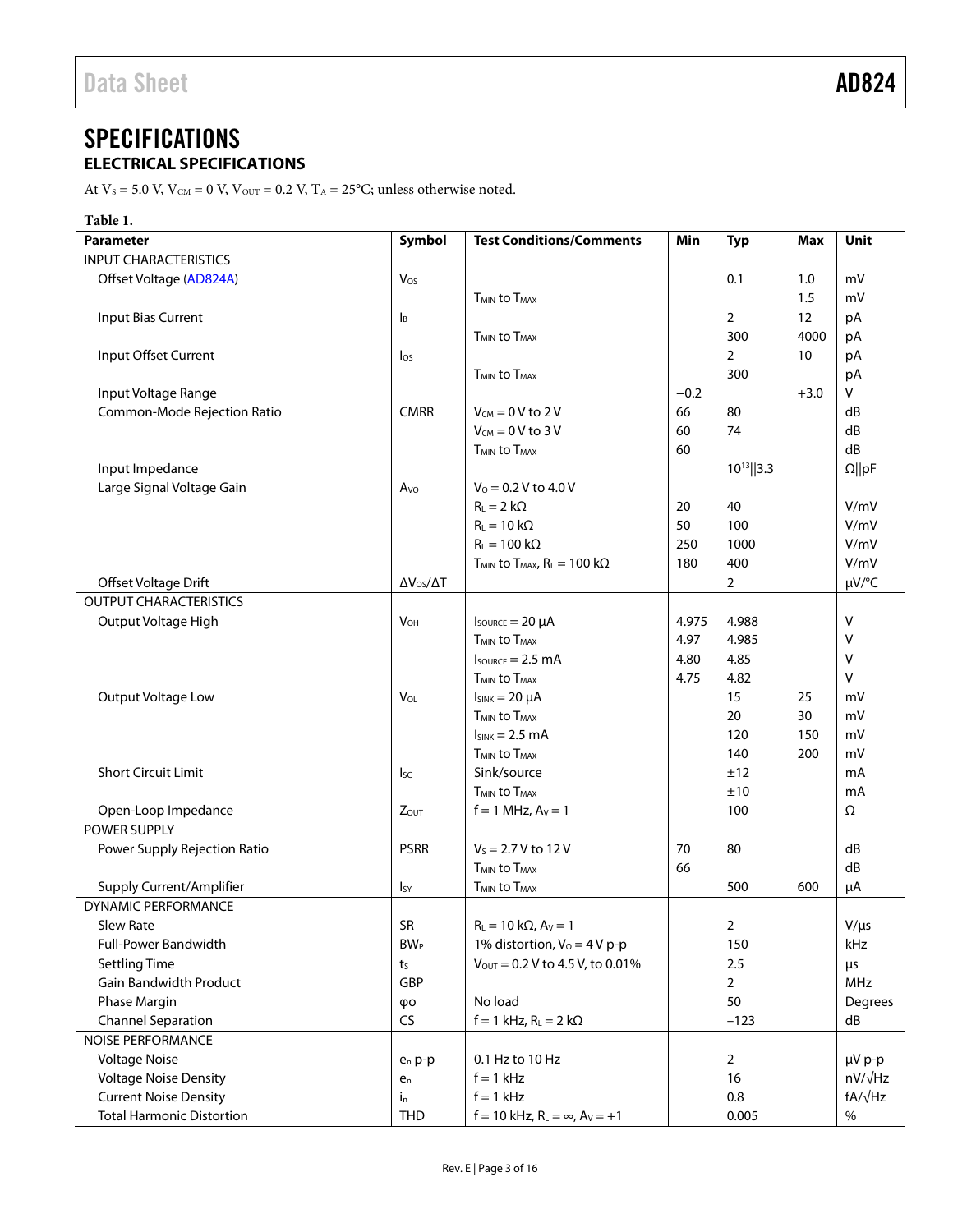# SPECIFICATIONS

## ELECTRICAL SPECIFICATIONS

At $V_S$ = 5.0 V, $V_{CM}$ = 0 V, $V_{OUT}$ = 0.2 V, $T_A$ = 25°C; unless otherwise noted.

**Table 1.**

| Parameter | Symbol | Test Conditions/Comments | Min | Typ | Max | Unit |
|---|---|---|---|---|---|---|
| INPUT CHARACTERISTICS | | | | | | |
| Offset Voltage (AD824A) | $V_{OS}$ | | | 0.1 | 1.0 | mV |
| | | $T_{MIN}$ to $T_{MAX}$ | | | 1.5 | mV |
| Input Bias Current | $I_B$ | | | 2 | 12 | pA |
| | | $T_{MIN}$ to $T_{MAX}$ | | 300 | 4000 | pA |
| Input Offset Current | $I_{OS}$ | | | 2 | 10 | pA |
| | | $T_{MIN}$ to $T_{MAX}$ | | 300 | | pA |
| Input Voltage Range | | | −0.2 | | +3.0 | V |
| Common-Mode Rejection Ratio | CMRR | $V_{CM}$ = 0 V to 2 V | 66 | 80 | | dB |
| | | $V_{CM}$ = 0 V to 3 V | 60 | 74 | | dB |
| | | $T_{MIN}$ to $T_{MAX}$ | 60 | | | dB |
| Input Impedance | | | | $10^{13}$‖3.3 | | Ω‖pF |
| Large Signal Voltage Gain | $A_{VO}$ | $V_O$ = 0.2 V to 4.0 V | | | | |
| | | $R_L$ = 2 kΩ | 20 | 40 | | V/mV |
| | | $R_L$ = 10 kΩ | 50 | 100 | | V/mV |
| | | $R_L$ = 100 kΩ | 250 | 1000 | | V/mV |
| | | $T_{MIN}$ to $T_{MAX}$, $R_L$ = 100 kΩ | 180 | 400 | | V/mV |
| Offset Voltage Drift | $\Delta V_{OS}/\Delta T$ | | | 2 | | μV/°C |
| OUTPUT CHARACTERISTICS | | | | | | |
| Output Voltage High | $V_{OH}$ | $I_{SOURCE}$ = 20 μA | 4.975 | 4.988 | | V |
| | | $T_{MIN}$ to $T_{MAX}$ | 4.97 | 4.985 | | V |
| | | $I_{SOURCE}$ = 2.5 mA | 4.80 | 4.85 | | V |
| | | $T_{MIN}$ to $T_{MAX}$ | 4.75 | 4.82 | | V |
| Output Voltage Low | $V_{OL}$ | $I_{SINK}$ = 20 μA | | 15 | 25 | mV |
| | | $T_{MIN}$ to $T_{MAX}$ | | 20 | 30 | mV |
| | | $I_{SINK}$ = 2.5 mA | | 120 | 150 | mV |
| | | $T_{MIN}$ to $T_{MAX}$ | | 140 | 200 | mV |
| Short Circuit Limit | $I_{SC}$ | Sink/source | | ±12 | | mA |
| | | $T_{MIN}$ to $T_{MAX}$ | | ±10 | | mA |
| Open-Loop Impedance | $Z_{OUT}$ | f = 1 MHz, $A_V$ = 1 | | 100 | | Ω |
| POWER SUPPLY | | | | | | |
| Power Supply Rejection Ratio | PSRR | $V_S$ = 2.7 V to 12 V | 70 | 80 | | dB |
| | | $T_{MIN}$ to $T_{MAX}$ | 66 | | | dB |
| Supply Current/Amplifier | $I_{SY}$ | $T_{MIN}$ to $T_{MAX}$ | | 500 | 600 | μA |
| DYNAMIC PERFORMANCE | | | | | | |
| Slew Rate | SR | $R_L$ = 10 kΩ, $A_V$ = 1 | | 2 | | V/μs |
| Full-Power Bandwidth | $BW_P$ | 1% distortion, $V_O$ = 4 V p-p | | 150 | | kHz |
| Settling Time | $t_S$ | $V_{OUT}$ = 0.2 V to 4.5 V, to 0.01% | | 2.5 | | μs |
| Gain Bandwidth Product | GBP | | | 2 | | MHz |
| Phase Margin | φo | No load | | 50 | | Degrees |
| Channel Separation | CS | f = 1 kHz, $R_L$ = 2 kΩ | | −123 | | dB |
| NOISE PERFORMANCE | | | | | | |
| Voltage Noise | $e_n$ p-p | 0.1 Hz to 10 Hz | | 2 | | μV p-p |
| Voltage Noise Density | $e_n$ | f = 1 kHz | | 16 | | nV/√Hz |
| Current Noise Density | $i_n$ | f = 1 kHz | | 0.8 | | fA/√Hz |
| Total Harmonic Distortion | THD | f = 10 kHz, $R_L$ = ∞, $A_V$ = +1 | | 0.005 | | % |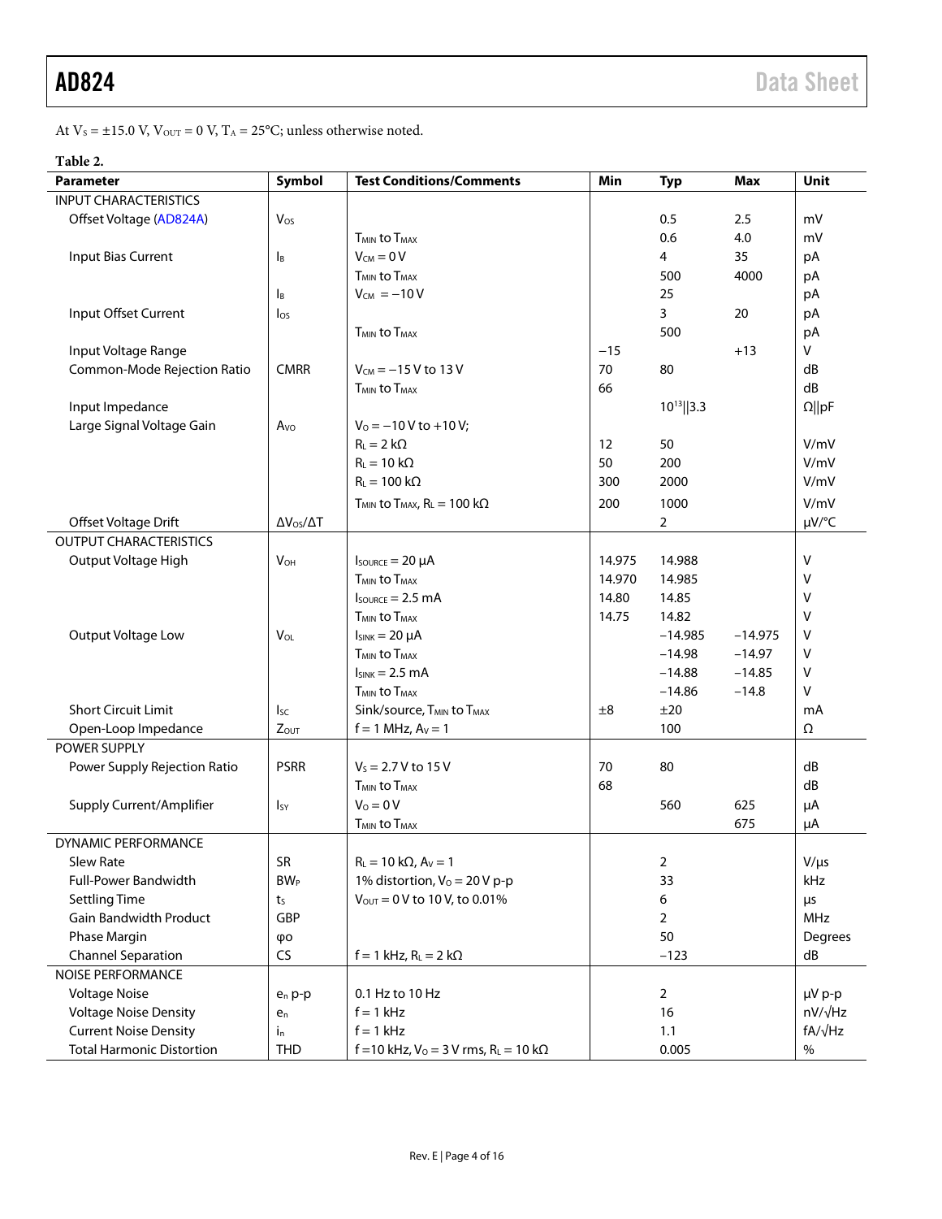At $V_S$ = ±15.0 V, $V_{OUT}$ = 0 V, $T_A$ = 25°C; unless otherwise noted.

Table 2.

| Parameter | Symbol | Test Conditions/Comments | Min | Typ | Max | Unit |
|---|---|---|---|---|---|---|
| INPUT CHARACTERISTICS | | | | | | |
| Offset Voltage (AD824A) | $V_{OS}$ | | | 0.5 | 2.5 | mV |
| | | $T_{MIN}$ to $T_{MAX}$ | | 0.6 | 4.0 | mV |
| Input Bias Current | $I_B$ | $V_{CM}$ = 0 V | | 4 | 35 | pA |
| | | $T_{MIN}$ to $T_{MAX}$ | | 500 | 4000 | pA |
| | $I_B$ | $V_{CM}$ = −10 V | | 25 | | pA |
| Input Offset Current | $I_{OS}$ | | | 3 | 20 | pA |
| | | $T_{MIN}$ to $T_{MAX}$ | | 500 | | pA |
| Input Voltage Range | | | −15 | | +13 | V |
| Common-Mode Rejection Ratio | CMRR | $V_{CM}$ = −15 V to 13 V | 70 | 80 | | dB |
| | | $T_{MIN}$ to $T_{MAX}$ | 66 | | | dB |
| Input Impedance | | | | $10^{13}$\|\|3.3 | | Ω\|\|pF |
| Large Signal Voltage Gain | $A_{VO}$ | $V_O$ = −10 V to +10 V; | | | | |
| | | $R_L$ = 2 kΩ | 12 | 50 | | V/mV |
| | | $R_L$ = 10 kΩ | 50 | 200 | | V/mV |
| | | $R_L$ = 100 kΩ | 300 | 2000 | | V/mV |
| | | $T_{MIN}$ to $T_{MAX}$, $R_L$ = 100 kΩ | 200 | 1000 | | V/mV |
| Offset Voltage Drift | $\Delta V_{OS}/\Delta T$ | | | 2 | | μV/°C |
| OUTPUT CHARACTERISTICS | | | | | | |
| Output Voltage High | $V_{OH}$ | $I_{SOURCE}$ = 20 μA | 14.975 | 14.988 | | V |
| | | $T_{MIN}$ to $T_{MAX}$ | 14.970 | 14.985 | | V |
| | | $I_{SOURCE}$ = 2.5 mA | 14.80 | 14.85 | | V |
| | | $T_{MIN}$ to $T_{MAX}$ | 14.75 | 14.82 | | V |
| Output Voltage Low | $V_{OL}$ | $I_{SINK}$ = 20 μA | | −14.985 | −14.975 | V |
| | | $T_{MIN}$ to $T_{MAX}$ | | −14.98 | −14.97 | V |
| | | $I_{SINK}$ = 2.5 mA | | −14.88 | −14.85 | V |
| | | $T_{MIN}$ to $T_{MAX}$ | | −14.86 | −14.8 | V |
| Short Circuit Limit | $I_{SC}$ | Sink/source, $T_{MIN}$ to $T_{MAX}$ | ±8 | ±20 | | mA |
| Open-Loop Impedance | $Z_{OUT}$ | f = 1 MHz, $A_V$ = 1 | | 100 | | Ω |
| POWER SUPPLY | | | | | | |
| Power Supply Rejection Ratio | PSRR | $V_S$ = 2.7 V to 15 V | 70 | 80 | | dB |
| | | $T_{MIN}$ to $T_{MAX}$ | 68 | | | dB |
| Supply Current/Amplifier | $I_{SY}$ | $V_O$ = 0 V | | 560 | 625 | μA |
| | | $T_{MIN}$ to $T_{MAX}$ | | | 675 | μA |
| DYNAMIC PERFORMANCE | | | | | | |
| Slew Rate | SR | $R_L$ = 10 kΩ, $A_V$ = 1 | | 2 | | V/μs |
| Full-Power Bandwidth | $BW_P$ | 1% distortion, $V_O$ = 20 V p-p | | 33 | | kHz |
| Settling Time | $t_S$ | $V_{OUT}$ = 0 V to 10 V, to 0.01% | | 6 | | μs |
| Gain Bandwidth Product | GBP | | | 2 | | MHz |
| Phase Margin | φo | | | 50 | | Degrees |
| Channel Separation | CS | f = 1 kHz, $R_L$ = 2 kΩ | | −123 | | dB |
| NOISE PERFORMANCE | | | | | | |
| Voltage Noise | $e_n$ p-p | 0.1 Hz to 10 Hz | | 2 | | μV p-p |
| Voltage Noise Density | $e_n$ | f = 1 kHz | | 16 | | nV/√Hz |
| Current Noise Density | $i_n$ | f = 1 kHz | | 1.1 | | fA/√Hz |
| Total Harmonic Distortion | THD | f =10 kHz, $V_O$ = 3 V rms, $R_L$ = 10 kΩ | | 0.005 | | % |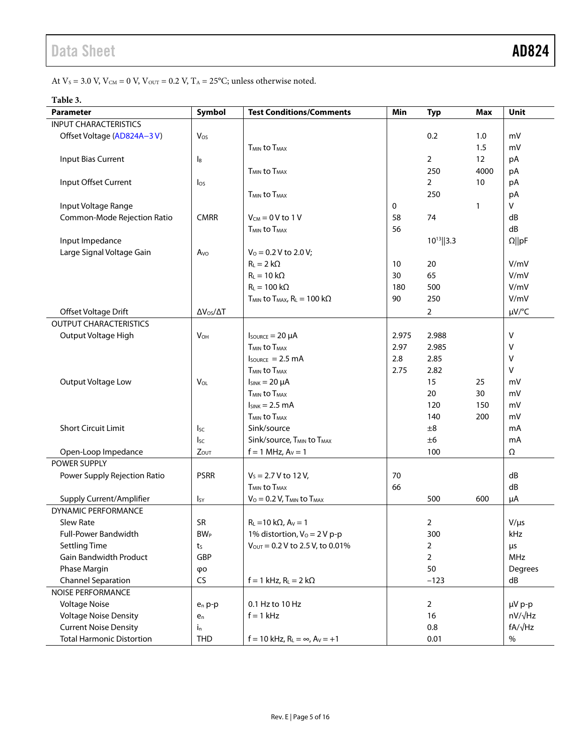At $V_S$ = 3.0 V, $V_{CM}$ = 0 V, $V_{OUT}$ = 0.2 V, $T_A$ = 25°C; unless otherwise noted.

**Table 3.**

| Parameter | Symbol | Test Conditions/Comments | Min | Typ | Max | Unit |
|---|---|---|---|---|---|---|
| INPUT CHARACTERISTICS | | | | | | |
| Offset Voltage (AD824A−3 V) | $V_{OS}$ | | | 0.2 | 1.0 | mV |
| | | $T_{MIN}$ to $T_{MAX}$ | | | 1.5 | mV |
| Input Bias Current | $I_B$ | | | 2 | 12 | pA |
| | | $T_{MIN}$ to $T_{MAX}$ | | 250 | 4000 | pA |
| Input Offset Current | $I_{OS}$ | | | 2 | 10 | pA |
| | | $T_{MIN}$ to $T_{MAX}$ | | 250 | | pA |
| Input Voltage Range | | | 0 | | 1 | V |
| Common-Mode Rejection Ratio | CMRR | $V_{CM}$ = 0 V to 1 V | 58 | 74 | | dB |
| | | $T_{MIN}$ to $T_{MAX}$ | 56 | | | dB |
| Input Impedance | | | | $10^{13}$‖3.3 | | Ω‖pF |
| Large Signal Voltage Gain | $A_{VO}$ | $V_O$ = 0.2 V to 2.0 V; | | | | |
| | | $R_L$ = 2 kΩ | 10 | 20 | | V/mV |
| | | $R_L$ = 10 kΩ | 30 | 65 | | V/mV |
| | | $R_L$ = 100 kΩ | 180 | 500 | | V/mV |
| | | $T_{MIN}$ to $T_{MAX}$, $R_L$ = 100 kΩ | 90 | 250 | | V/mV |
| Offset Voltage Drift | $\Delta V_{OS}/\Delta T$ | | | 2 | | µV/°C |
| OUTPUT CHARACTERISTICS | | | | | | |
| Output Voltage High | $V_{OH}$ | $I_{SOURCE}$ = 20 µA | 2.975 | 2.988 | | V |
| | | $T_{MIN}$ to $T_{MAX}$ | 2.97 | 2.985 | | V |
| | | $I_{SOURCE}$ = 2.5 mA | 2.8 | 2.85 | | V |
| | | $T_{MIN}$ to $T_{MAX}$ | 2.75 | 2.82 | | V |
| Output Voltage Low | $V_{OL}$ | $I_{SINK}$ = 20 µA | | 15 | 25 | mV |
| | | $T_{MIN}$ to $T_{MAX}$ | | 20 | 30 | mV |
| | | $I_{SINK}$ = 2.5 mA | | 120 | 150 | mV |
| | | $T_{MIN}$ to $T_{MAX}$ | | 140 | 200 | mV |
| Short Circuit Limit | $I_{SC}$ | Sink/source | | ±8 | | mA |
| | $I_{SC}$ | Sink/source, $T_{MIN}$ to $T_{MAX}$ | | ±6 | | mA |
| Open-Loop Impedance | $Z_{OUT}$ | f = 1 MHz, $A_V$ = 1 | | 100 | | Ω |
| POWER SUPPLY | | | | | | |
| Power Supply Rejection Ratio | PSRR | $V_S$ = 2.7 V to 12 V, | 70 | | | dB |
| | | $T_{MIN}$ to $T_{MAX}$ | 66 | | | dB |
| Supply Current/Amplifier | $I_{SY}$ | $V_O$ = 0.2 V, $T_{MIN}$ to $T_{MAX}$ | | 500 | 600 | µA |
| DYNAMIC PERFORMANCE | | | | | | |
| Slew Rate | SR | $R_L$ =10 kΩ, $A_V$ = 1 | | 2 | | V/µs |
| Full-Power Bandwidth | $BW_P$ | 1% distortion, $V_O$ = 2 V p-p | | 300 | | kHz |
| Settling Time | $t_S$ | $V_{OUT}$ = 0.2 V to 2.5 V, to 0.01% | | 2 | | µs |
| Gain Bandwidth Product | GBP | | | 2 | | MHz |
| Phase Margin | φo | | | 50 | | Degrees |
| Channel Separation | CS | f = 1 kHz, $R_L$ = 2 kΩ | | −123 | | dB |
| NOISE PERFORMANCE | | | | | | |
| Voltage Noise | $e_n$ p-p | 0.1 Hz to 10 Hz | | 2 | | µV p-p |
| Voltage Noise Density | $e_n$ | f = 1 kHz | | 16 | | nV/√Hz |
| Current Noise Density | $i_n$ | | | 0.8 | | fA/√Hz |
| Total Harmonic Distortion | THD | f = 10 kHz, $R_L$ = ∞, $A_V$ = +1 | | 0.01 | | % |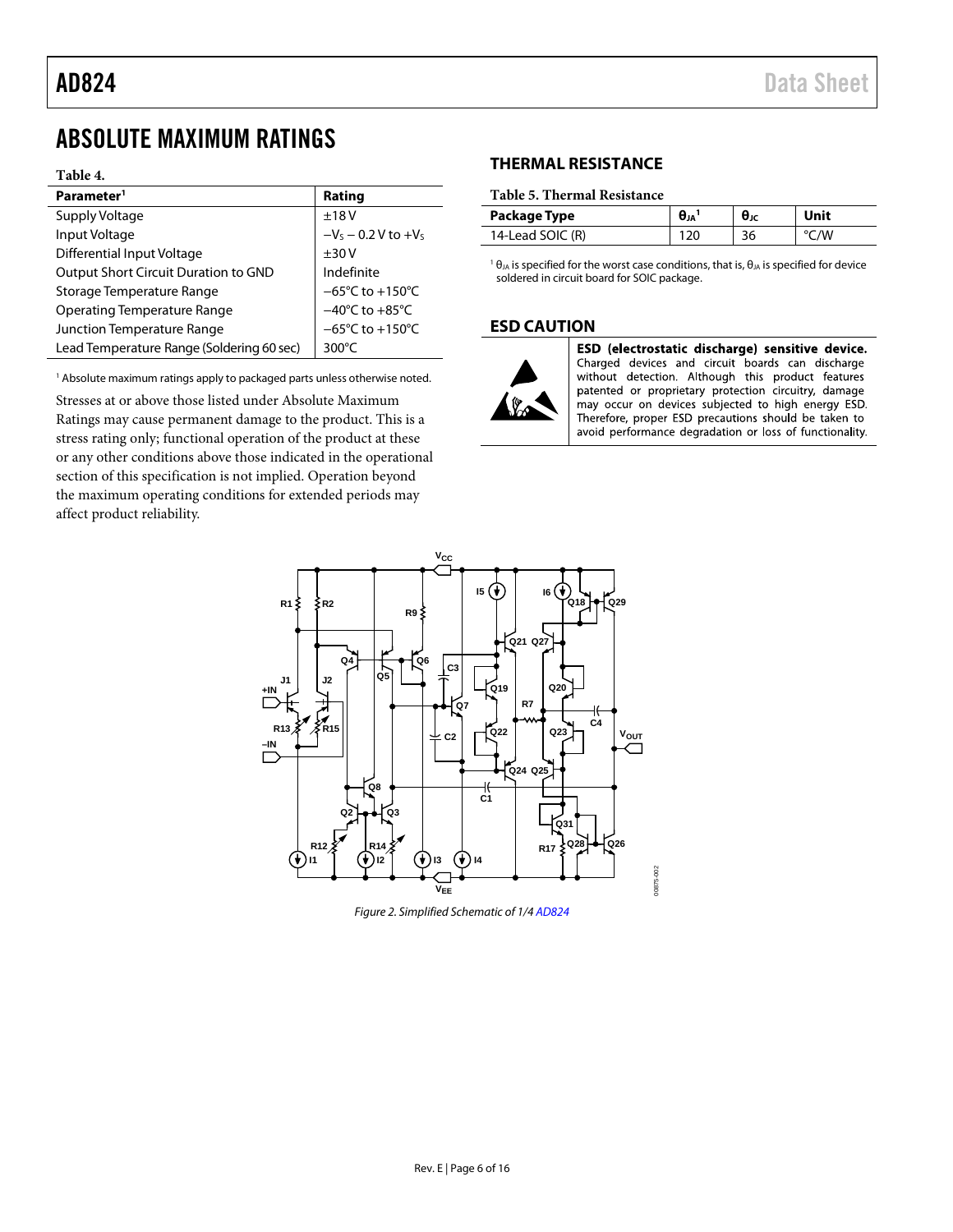# ABSOLUTE MAXIMUM RATINGS

**Table 4.**

| Parameter[1] | Rating |
|---|---|
| Supply Voltage | ±18 V |
| Input Voltage | $-V_S - 0.2$ V to $+V_S$ |
| Differential Input Voltage | ±30 V |
| Output Short Circuit Duration to GND | Indefinite |
| Storage Temperature Range | −65°C to +150°C |
| Operating Temperature Range | −40°C to +85°C |
| Junction Temperature Range | −65°C to +150°C |
| Lead Temperature Range (Soldering 60 sec) | 300°C |

[1] Absolute maximum ratings apply to packaged parts unless otherwise noted.

Stresses at or above those listed under Absolute Maximum Ratings may cause permanent damage to the product. This is a stress rating only; functional operation of the product at these or any other conditions above those indicated in the operational section of this specification is not implied. Operation beyond the maximum operating conditions for extended periods may affect product reliability.

## THERMAL RESISTANCE

**Table 5. Thermal Resistance**

| Package Type | $\theta_{JA}$[1] | $\theta_{JC}$ | Unit |
|---|---|---|---|
| 14-Lead SOIC (R) | 120 | 36 | °C/W |

[1] $\theta_{JA}$ is specified for the worst case conditions, that is, $\theta_{JA}$ is specified for device soldered in circuit board for SOIC package.

## ESD CAUTION

**ESD (electrostatic discharge) sensitive device.** Charged devices and circuit boards can discharge without detection. Although this product features patented or proprietary protection circuitry, damage may occur on devices subjected to high energy ESD. Therefore, proper ESD precautions should be taken to avoid performance degradation or loss of functionality.

*Figure 2. Simplified Schematic of 1/4 AD824*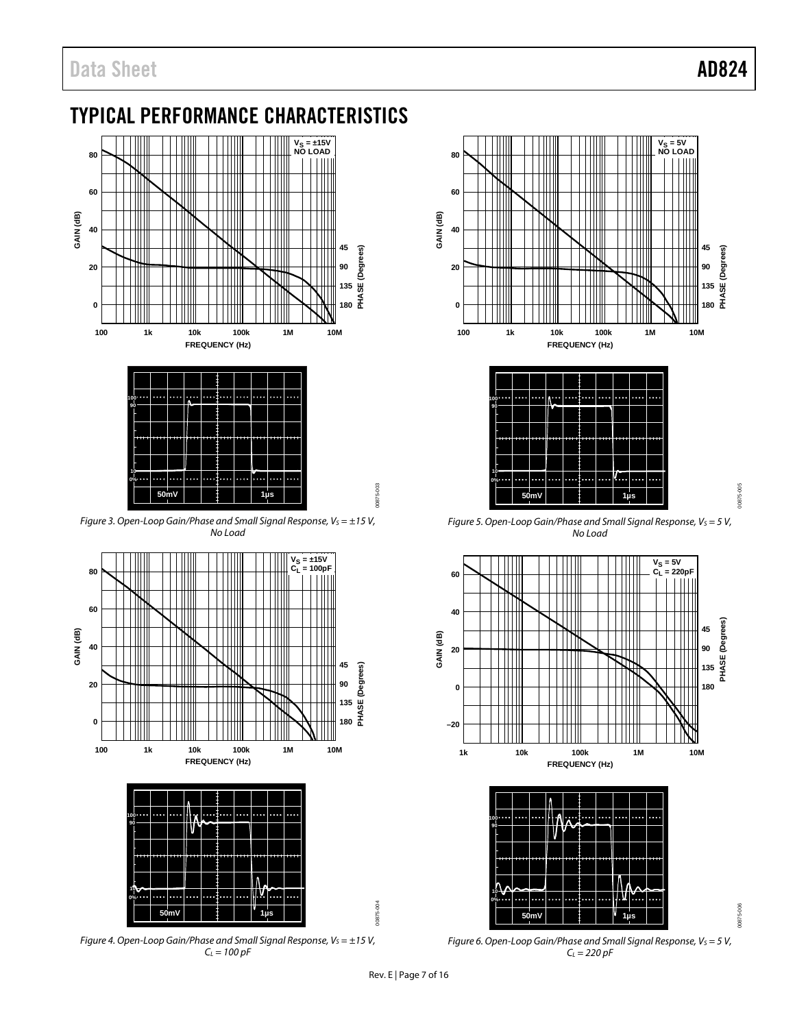## TYPICAL PERFORMANCE CHARACTERISTICS

GAIN (dB)
80
60
40
20
0
PHASE (Degrees)
45
90
135
180
100 1k 10k 100k 1M 10M
FREQUENCY (Hz)
$V_S$ = ±15V
NO LOAD

100
90
10
0%
50mV
1µs

00875-003

Figure 3. Open-Loop Gain/Phase and Small Signal Response, $V_S$ = ±15 V, No Load

GAIN (dB)
80
60
40
20
0
PHASE (Degrees)
45
90
135
180
100 1k 10k 100k 1M 10M
FREQUENCY (Hz)
$V_S$ = ±15V
$C_L$ = 100pF

100
90
10
0%
50mV
1µs

00875-004

Figure 4. Open-Loop Gain/Phase and Small Signal Response, $V_S$ = ±15 V, $C_L$ = 100 pF

GAIN (dB)
80
60
40
20
0
PHASE (Degrees)
45
90
135
180
100 1k 10k 100k 1M 10M
FREQUENCY (Hz)
$V_S$ = 5V
NO LOAD

100
90
10
0%
50mV
1µs

00875-005

Figure 5. Open-Loop Gain/Phase and Small Signal Response, $V_S$ = 5 V, No Load

GAIN (dB)
60
40
20
0
–20
PHASE (Degrees)
45
90
135
180
1k 10k 100k 1M 10M
FREQUENCY (Hz)
$V_S$ = 5V
$C_L$ = 220pF

100
90
10
0%
50mV
1µs

00875-006

Figure 6. Open-Loop Gain/Phase and Small Signal Response, $V_S$ = 5 V, $C_L$ = 220 pF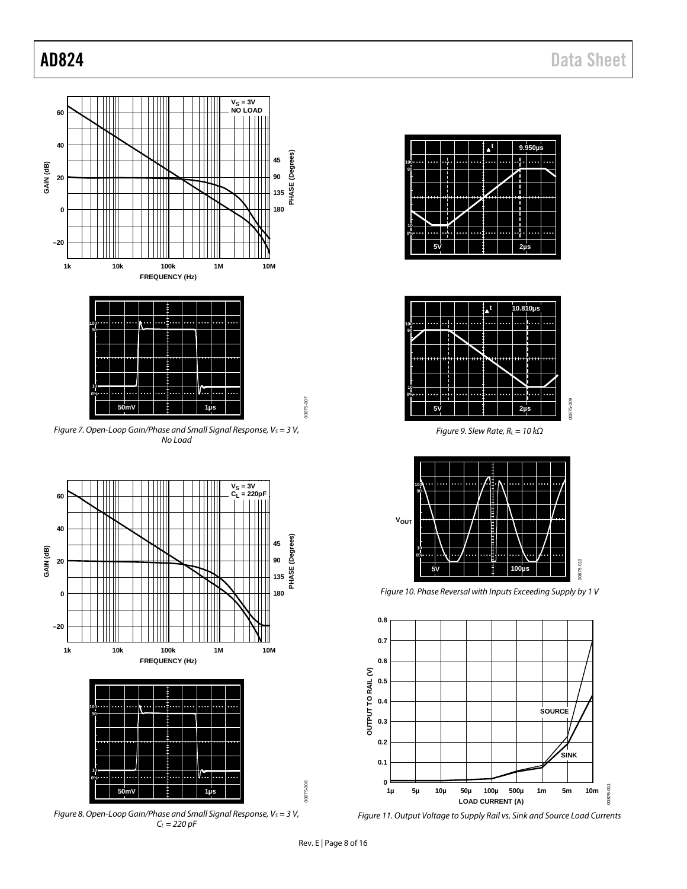$V_S = 3V$
NO LOAD

60
40
20
0
–20

GAIN (dB)

45
90
135
180

PHASE (Degrees)

1k 10k 100k 1M 10M

FREQUENCY (Hz)

100
90
10
0%

50mV 1µs

00875-007

*Figure 7. Open-Loop Gain/Phase and Small Signal Response, $V_S = 3$ V, No Load*

$V_S = 3V$
$C_L = 220pF$

60
40
20
0
–20

GAIN (dB)

45
90
135
180

PHASE (Degrees)

1k 10k 100k 1M 10M

FREQUENCY (Hz)

100
90
10
0%

50mV 1µs

00875-008

*Figure 8. Open-Loop Gain/Phase and Small Signal Response, $V_S = 3$ V, $C_L = 220$ pF*

t 9.950µs

100
90
10
0%

5V 2µs

t 10.810µs

100
90
10
0%

5V 2µs

00875-009

*Figure 9. Slew Rate, $R_L = 10$ kΩ*

$V_{OUT}$

100
90
10
0%

5V 100µs

00875-010

*Figure 10. Phase Reversal with Inputs Exceeding Supply by 1 V*

0.8
0.7
0.6
0.5
0.4
0.3
0.2
0.1
0

OUTPUT TO RAIL (V)

SOURCE

SINK

1µ 5µ 10µ 50µ 100µ 500µ 1m 5m 10m

LOAD CURRENT (A)

00875-011

*Figure 11. Output Voltage to Supply Rail vs. Sink and Source Load Currents*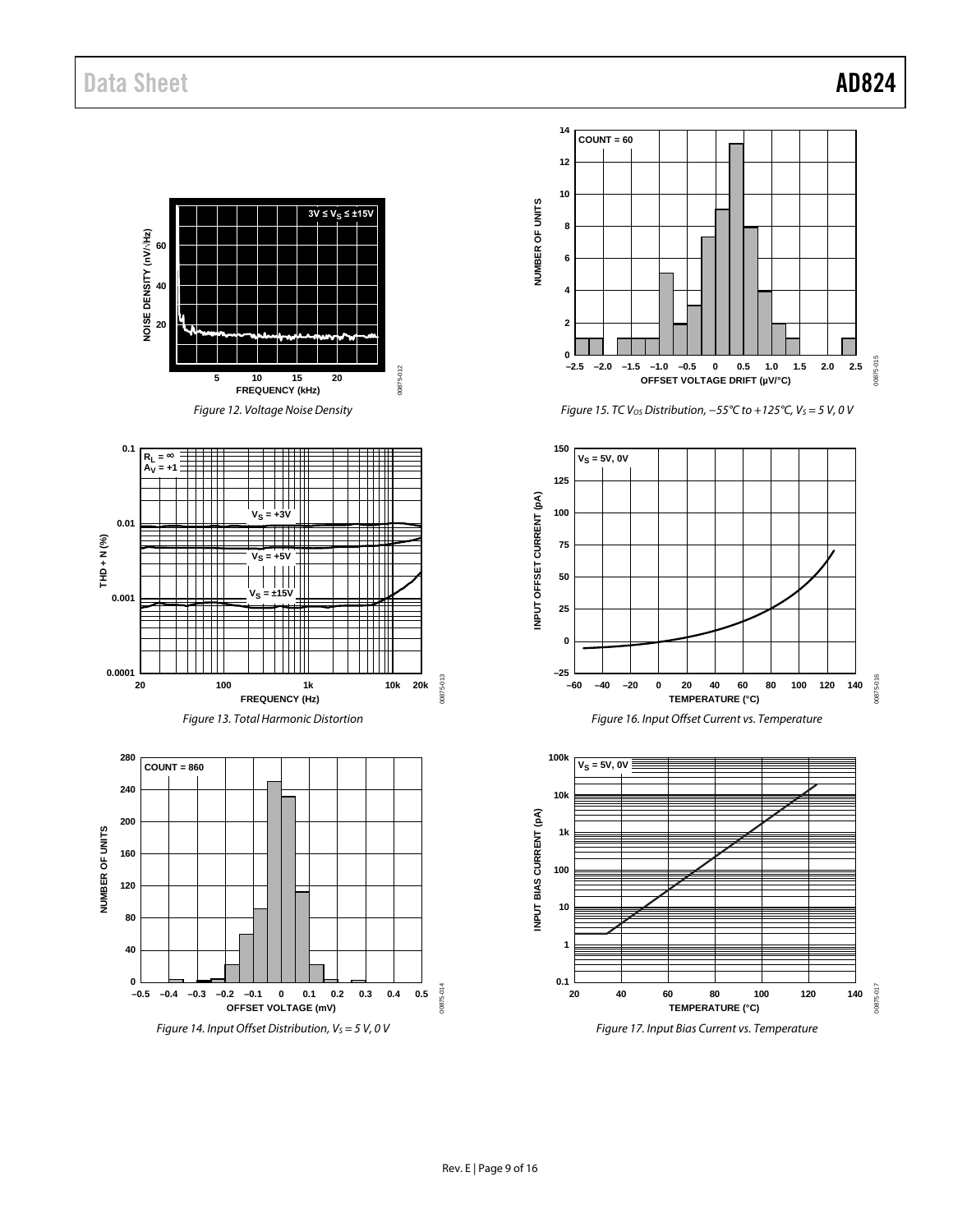3V ≤ $V_S$ ≤ ±15V

NOISE DENSITY (nV/√Hz)

60
40
20

5 10 15 20

FREQUENCY (kHz)

00875-012

Figure 12. Voltage Noise Density

$R_L = \infty$
$A_V = +1$

0.1
0.01
0.001
0.0001

THD + N (%)

$V_S$ = +3V
$V_S$ = +5V
$V_S$ = ±15V

20 100 1k 10k 20k

FREQUENCY (Hz)

00875-013

Figure 13. Total Harmonic Distortion

COUNT = 860

NUMBER OF UNITS

280
240
200
160
120
80
40
0

–0.5 –0.4 –0.3 –0.2 –0.1 0 0.1 0.2 0.3 0.4 0.5

OFFSET VOLTAGE (mV)

00875-014

Figure 14. Input Offset Distribution, $V_S$ = 5 V, 0 V

COUNT = 60

NUMBER OF UNITS

14
12
10
8
6
4
2
0

–2.5 –2.0 –1.5 –1.0 –0.5 0 0.5 1.0 1.5 2.0 2.5

OFFSET VOLTAGE DRIFT (µV/°C)

00875-015

Figure 15. TC $V_{OS}$ Distribution, −55°C to +125°C, $V_S$ = 5 V, 0 V

$V_S$ = 5V, 0V

INPUT OFFSET CURRENT (pA)

150
125
100
75
50
25
0
–25

–60 –40 –20 0 20 40 60 80 100 120 140

TEMPERATURE (°C)

00875-016

Figure 16. Input Offset Current vs. Temperature

$V_S$ = 5V, 0V

INPUT BIAS CURRENT (pA)

100k
10k
1k
100
10
1
0.1

20 40 60 80 100 120 140

TEMPERATURE (°C)

00875-017

Figure 17. Input Bias Current vs. Temperature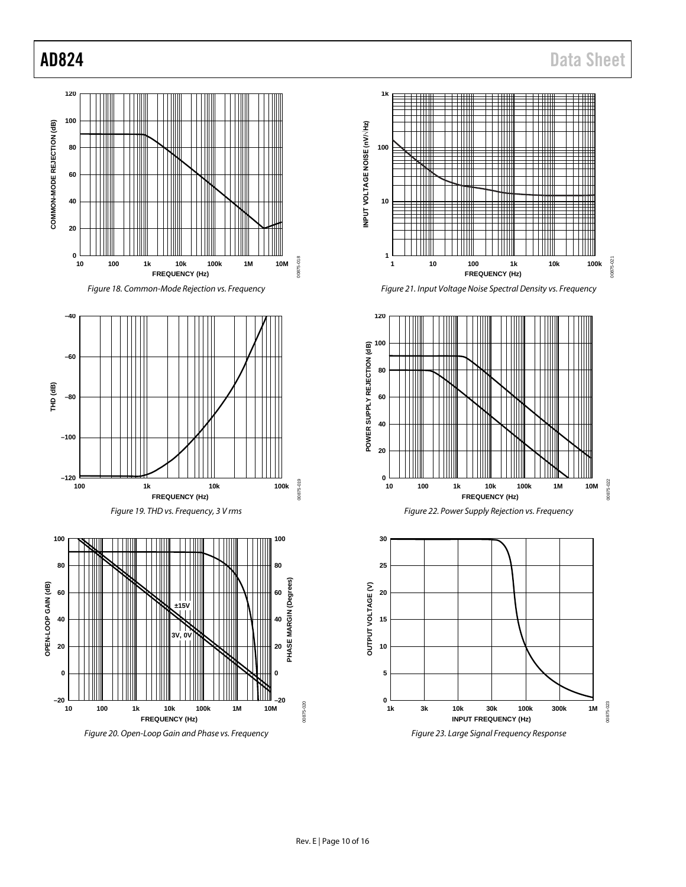COMMON-MODE REJECTION (dB)

120
100
80
60
40
20
0

10 100 1k 10k 100k 1M 10M

FREQUENCY (Hz)

00875-018

*Figure 18. Common-Mode Rejection vs. Frequency*

THD (dB)

−40
−60
−80
−100
−120

100 1k 10k 100k

FREQUENCY (Hz)

00875-019

*Figure 19. THD vs. Frequency, 3 V rms*

OPEN-LOOP GAIN (dB)

PHASE MARGIN (Degrees)

100
80
60
40
20
0
−20

±15V

3V, 0V

10 100 1k 10k 100k 1M 10M

FREQUENCY (Hz)

00875-020

*Figure 20. Open-Loop Gain and Phase vs. Frequency*

INPUT VOLTAGE NOISE (nV/√Hz)

1k
100
10
1

1 10 100 1k 10k 100k

FREQUENCY (Hz)

00875-021

*Figure 21. Input Voltage Noise Spectral Density vs. Frequency*

POWER SUPPLY REJECTION (dB)

120
100
80
60
40
20
0

10 100 1k 10k 100k 1M 10M

FREQUENCY (Hz)

00875-022

*Figure 22. Power Supply Rejection vs. Frequency*

OUTPUT VOLTAGE (V)

30
25
20
15
10
5
0

1k 3k 10k 30k 100k 300k 1M

INPUT FREQUENCY (Hz)

00875-023

*Figure 23. Large Signal Frequency Response*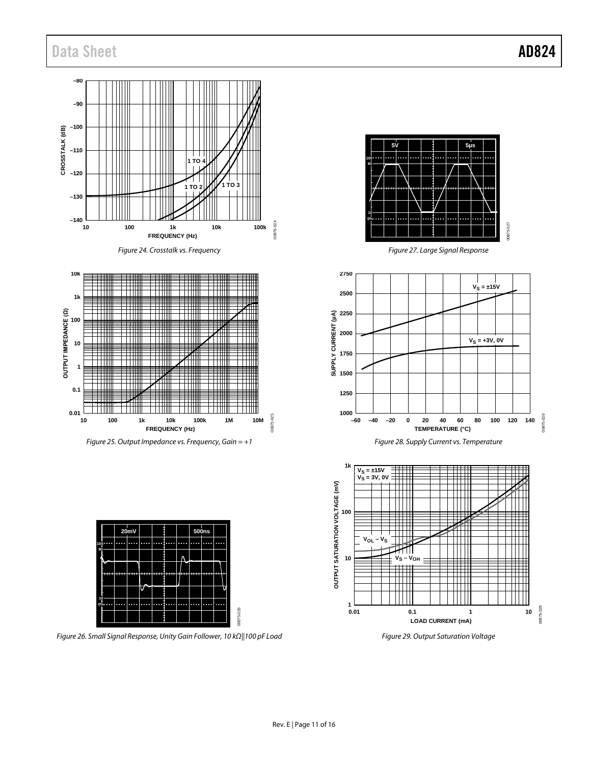Figure 24. Crosstalk vs. Frequency

Figure 25. Output Impedance vs. Frequency, Gain = +1

Figure 26. Small Signal Response, Unity Gain Follower, 10 kΩ||100 pF Load

Figure 27. Large Signal Response

Figure 28. Supply Current vs. Temperature

Figure 29. Output Saturation Voltage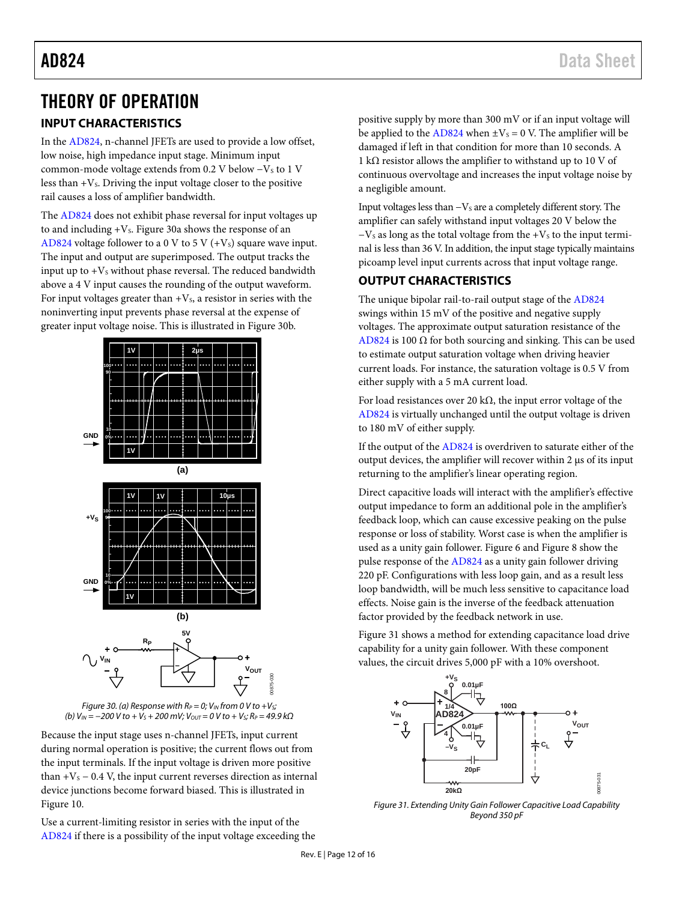# THEORY OF OPERATION

## INPUT CHARACTERISTICS

In the AD824, n-channel JFETs are used to provide a low offset, low noise, high impedance input stage. Minimum input common-mode voltage extends from 0.2 V below $-V_S$ to 1 V less than $+V_S$. Driving the input voltage closer to the positive rail causes a loss of amplifier bandwidth.

The AD824 does not exhibit phase reversal for input voltages up to and including $+V_S$. Figure 30a shows the response of an AD824 voltage follower to a 0 V to 5 V ($+V_S$) square wave input. The input and output are superimposed. The output tracks the input up to $+V_S$ without phase reversal. The reduced bandwidth above a 4 V input causes the rounding of the output waveform. For input voltages greater than $+V_S$, a resistor in series with the noninverting input prevents phase reversal at the expense of greater input voltage noise. This is illustrated in Figure 30b.

1V
2µs
100
90
10
0%
GND
1V

(a)

1V
1V
10µs
100
90
$+V_S$
10
0%
GND
1V

(b)

5V
$R_P$
$V_{IN}$
$V_{OUT}$
00875-030

Figure 30. (a) Response with $R_P = 0$; $V_{IN}$ from 0 V to $+V_S$;
(b) $V_{IN} = -200$ V to $+V_S + 200$ mV; $V_{OUT} = 0$ V to $+V_S$; $R_P = 49.9$ kΩ

Because the input stage uses n-channel JFETs, input current during normal operation is positive; the current flows out from the input terminals. If the input voltage is driven more positive than $+V_S - 0.4$ V, the input current reverses direction as internal device junctions become forward biased. This is illustrated in Figure 10.

Use a current-limiting resistor in series with the input of the AD824 if there is a possibility of the input voltage exceeding the positive supply by more than 300 mV or if an input voltage will be applied to the AD824 when $\pm V_S = 0$ V. The amplifier will be damaged if left in that condition for more than 10 seconds. A 1 kΩ resistor allows the amplifier to withstand up to 10 V of continuous overvoltage and increases the input voltage noise by a negligible amount.

Input voltages less than $-V_S$ are a completely different story. The amplifier can safely withstand input voltages 20 V below the $-V_S$ as long as the total voltage from the $+V_S$ to the input terminal is less than 36 V. In addition, the input stage typically maintains picoamp level input currents across that input voltage range.

## OUTPUT CHARACTERISTICS

The unique bipolar rail-to-rail output stage of the AD824 swings within 15 mV of the positive and negative supply voltages. The approximate output saturation resistance of the AD824 is 100 Ω for both sourcing and sinking. This can be used to estimate output saturation voltage when driving heavier current loads. For instance, the saturation voltage is 0.5 V from either supply with a 5 mA current load.

For load resistances over 20 kΩ, the input error voltage of the AD824 is virtually unchanged until the output voltage is driven to 180 mV of either supply.

If the output of the AD824 is overdriven to saturate either of the output devices, the amplifier will recover within 2 µs of its input returning to the amplifier's linear operating region.

Direct capacitive loads will interact with the amplifier's effective output impedance to form an additional pole in the amplifier's feedback loop, which can cause excessive peaking on the pulse response or loss of stability. Worst case is when the amplifier is used as a unity gain follower. Figure 6 and Figure 8 show the pulse response of the AD824 as a unity gain follower driving 220 pF. Configurations with less loop gain, and as a result less loop bandwidth, will be much less sensitive to capacitance load effects. Noise gain is the inverse of the feedback attenuation factor provided by the feedback network in use.

Figure 31 shows a method for extending capacitance load drive capability for a unity gain follower. With these component values, the circuit drives 5,000 pF with a 10% overshoot.

$+V_S$
0.01µF
8
1/4
AD824
4
0.01µF
$-V_S$
100Ω
$V_{IN}$
$V_{OUT}$
$C_L$
20pF
20kΩ
00875-031

Figure 31. Extending Unity Gain Follower Capacitive Load Capability Beyond 350 pF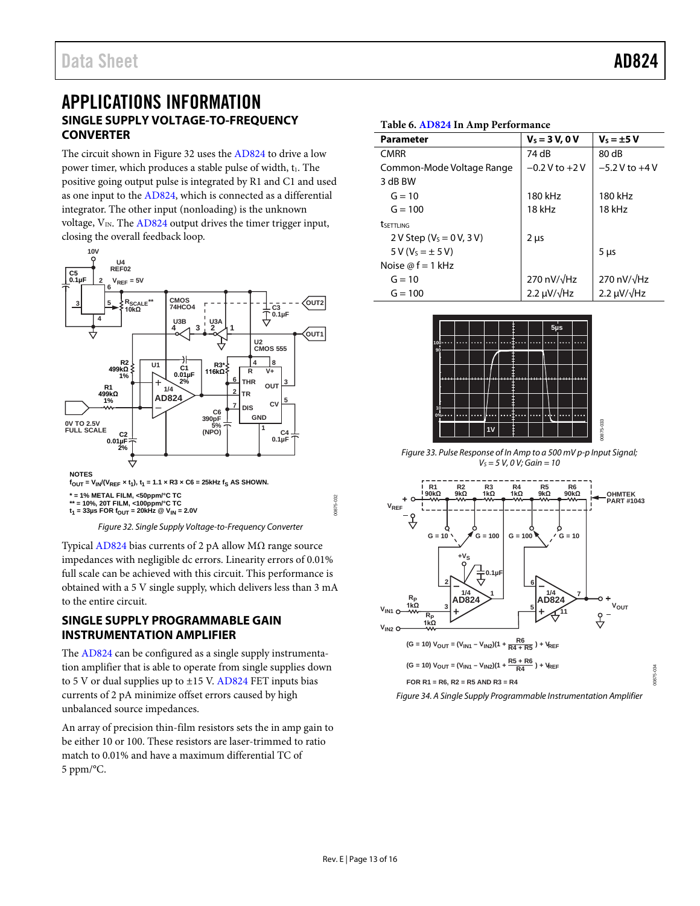# APPLICATIONS INFORMATION

## SINGLE SUPPLY VOLTAGE-TO-FREQUENCY CONVERTER

The circuit shown in Figure 32 uses the AD824 to drive a low power timer, which produces a stable pulse of width, $t_1$. The positive going output pulse is integrated by R1 and C1 and used as one input to the AD824, which is connected as a differential integrator. The other input (nonloading) is the unknown voltage, $V_{IN}$. The AD824 output drives the timer trigger input, closing the overall feedback loop.

NOTES
$f_{OUT} = V_{IN}/(V_{REF} \times t_1)$, $t_1 = 1.1 \times R3 \times C6 = 25kHz$ $f_S$ AS SHOWN.
* = 1% METAL FILM, <50ppm/°C TC
** = 10%, 20T FILM, <100ppm/°C TC
$t_1 = 33\mu s$ FOR $f_{OUT} = 20kHz$ @ $V_{IN} = 2.0V$

*Figure 32. Single Supply Voltage-to-Frequency Converter*

Typical AD824 bias currents of 2 pA allow MΩ range source impedances with negligible dc errors. Linearity errors of 0.01% full scale can be achieved with this circuit. This performance is obtained with a 5 V single supply, which delivers less than 3 mA to the entire circuit.

## SINGLE SUPPLY PROGRAMMABLE GAIN INSTRUMENTATION AMPLIFIER

The AD824 can be configured as a single supply instrumentation amplifier that is able to operate from single supplies down to 5 V or dual supplies up to ±15 V. AD824 FET inputs bias currents of 2 pA minimize offset errors caused by high unbalanced source impedances.

An array of precision thin-film resistors sets the in amp gain to be either 10 or 100. These resistors are laser-trimmed to ratio match to 0.01% and have a maximum differential TC of 5 ppm/°C.

**Table 6. AD824 In Amp Performance**

| Parameter | $V_S$ = 3 V, 0 V | $V_S$ = ±5 V |
|---|---|---|
| CMRR | 74 dB | 80 dB |
| Common-Mode Voltage Range | −0.2 V to +2 V | −5.2 V to +4 V |
| 3 dB BW | | |
| G = 10 | 180 kHz | 180 kHz |
| G = 100 | 18 kHz | 18 kHz |
| $t_{SETTLING}$ | | |
| 2 V Step ($V_S$ = 0 V, 3 V) | 2 µs | |
| 5 V ($V_S$ = ± 5 V) | | 5 µs |
| Noise @ f = 1 kHz | | |
| G = 10 | 270 nV/√Hz | 270 nV/√Hz |
| G = 100 | 2.2 µV/√Hz | 2.2 µV/√Hz |

*Figure 33. Pulse Response of In Amp to a 500 mV p-p Input Signal; $V_S$ = 5 V, 0 V; Gain = 10*

$$(G = 10)\ V_{OUT} = (V_{IN1} - V_{IN2})\left(1 + \frac{R6}{R4 + R5}\right) + V_{REF}$$

$$(G = 10)\ V_{OUT} = (V_{IN1} - V_{IN2})\left(1 + \frac{R5 + R6}{R4}\right) + V_{REF}$$

FOR R1 = R6, R2 = R5 AND R3 = R4

*Figure 34. A Single Supply Programmable Instrumentation Amplifier*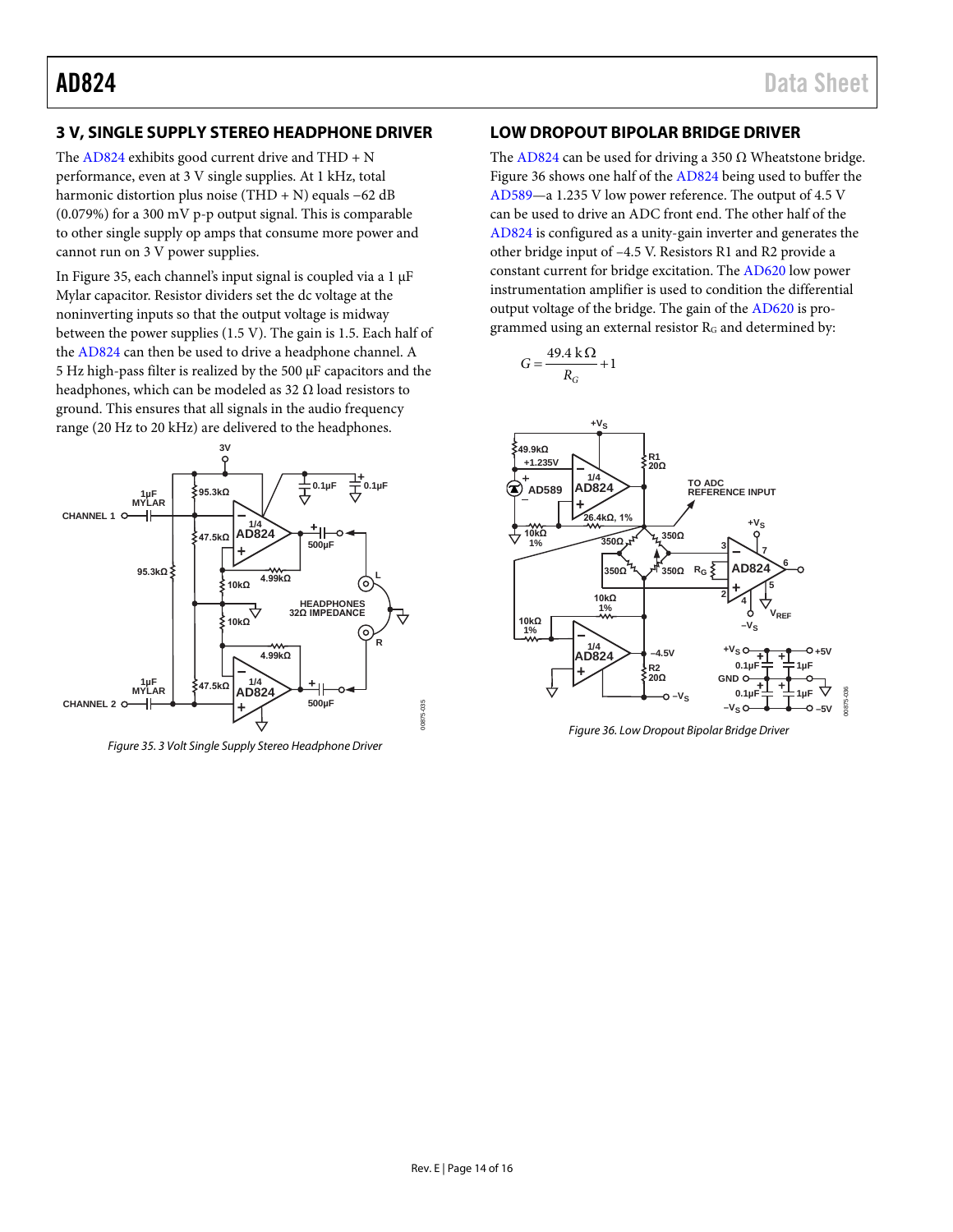## 3 V, SINGLE SUPPLY STEREO HEADPHONE DRIVER

The AD824 exhibits good current drive and THD + N performance, even at 3 V single supplies. At 1 kHz, total harmonic distortion plus noise (THD + N) equals −62 dB (0.079%) for a 300 mV p-p output signal. This is comparable to other single supply op amps that consume more power and cannot run on 3 V power supplies.

In Figure 35, each channel's input signal is coupled via a 1 µF Mylar capacitor. Resistor dividers set the dc voltage at the noninverting inputs so that the output voltage is midway between the power supplies (1.5 V). The gain is 1.5. Each half of the AD824 can then be used to drive a headphone channel. A 5 Hz high-pass filter is realized by the 500 µF capacitors and the headphones, which can be modeled as 32 Ω load resistors to ground. This ensures that all signals in the audio frequency range (20 Hz to 20 kHz) are delivered to the headphones.

3V
0.1µF
0.1µF
95.3kΩ
1µF MYLAR
CHANNEL 1
47.5kΩ
1/4 AD824
500µF
95.3kΩ
10kΩ
4.99kΩ
L
HEADPHONES 32Ω IMPEDANCE
10kΩ
R
4.99kΩ
1µF MYLAR
47.5kΩ
1/4 AD824
CHANNEL 2
500µF
00875-035

*Figure 35. 3 Volt Single Supply Stereo Headphone Driver*

## LOW DROPOUT BIPOLAR BRIDGE DRIVER

The AD824 can be used for driving a 350 Ω Wheatstone bridge. Figure 36 shows one half of the AD824 being used to buffer the AD589—a 1.235 V low power reference. The output of 4.5 V can be used to drive an ADC front end. The other half of the AD824 is configured as a unity-gain inverter and generates the other bridge input of −4.5 V. Resistors R1 and R2 provide a constant current for bridge excitation. The AD620 low power instrumentation amplifier is used to condition the differential output voltage of the bridge. The gain of the AD620 is programmed using an external resistor $R_G$ and determined by:

$$G = \frac{49.4\ \text{k}\Omega}{R_G} + 1$$

+VS
49.9kΩ
+1.235V
R1 20Ω
1/4 AD824
AD589
TO ADC REFERENCE INPUT
26.4kΩ, 1%
10kΩ 1%
+VS
350Ω
350Ω
350Ω
350Ω
RG
AD620
3
7
6
2
4
5
VREF
−VS
10kΩ 1%
10kΩ 1%
1/4 AD824
−4.5V
R2 20Ω
−VS
+VS
+5V
0.1µF
1µF
GND
0.1µF
1µF
−VS
−5V
00875-036

*Figure 36. Low Dropout Bipolar Bridge Driver*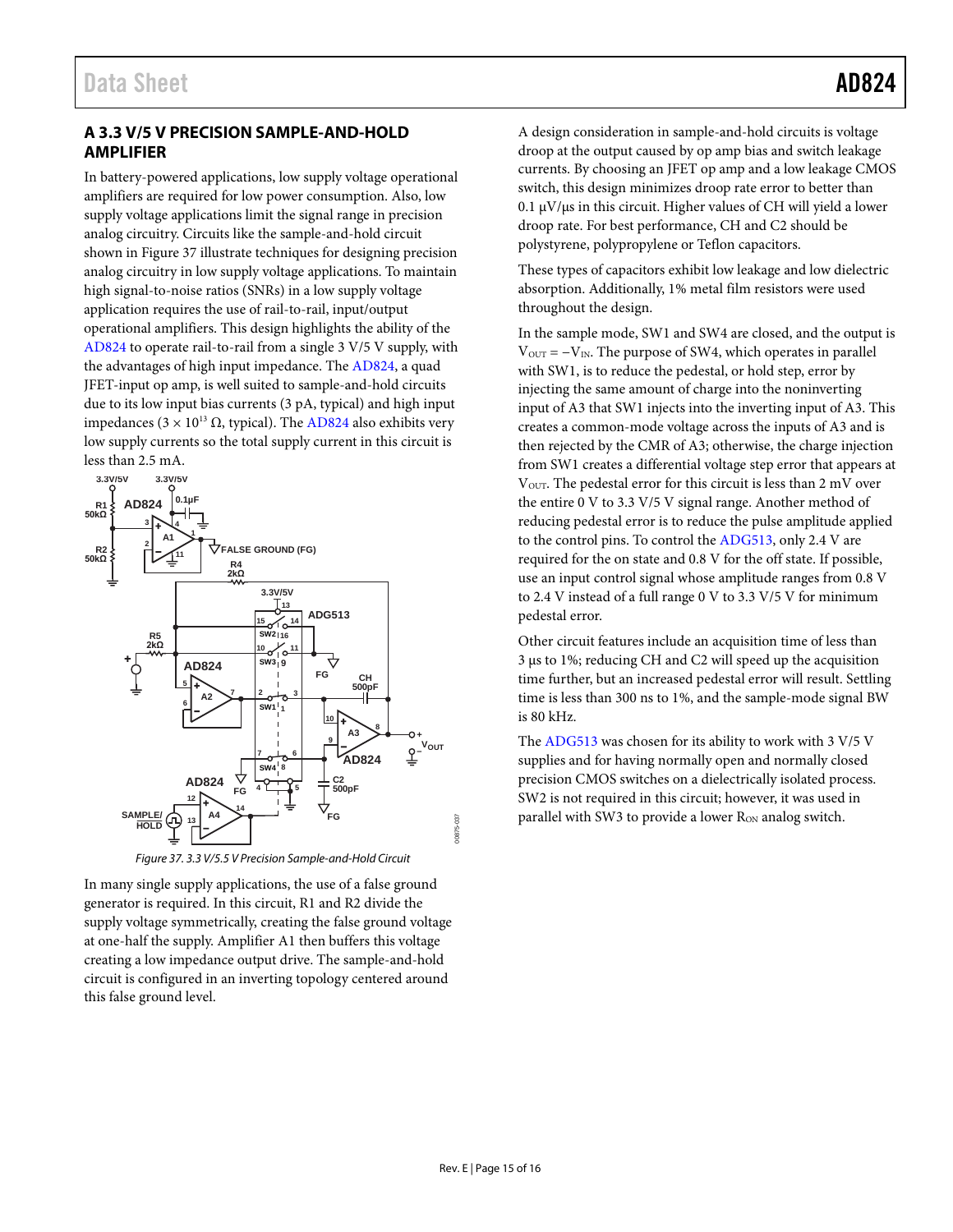## A 3.3 V/5 V PRECISION SAMPLE-AND-HOLD AMPLIFIER

In battery-powered applications, low supply voltage operational amplifiers are required for low power consumption. Also, low supply voltage applications limit the signal range in precision analog circuitry. Circuits like the sample-and-hold circuit shown in Figure 37 illustrate techniques for designing precision analog circuitry in low supply voltage applications. To maintain high signal-to-noise ratios (SNRs) in a low supply voltage application requires the use of rail-to-rail, input/output operational amplifiers. This design highlights the ability of the AD824 to operate rail-to-rail from a single 3 V/5 V supply, with the advantages of high input impedance. The AD824, a quad JFET-input op amp, is well suited to sample-and-hold circuits due to its low input bias currents (3 pA, typical) and high input impedances ($3 \times 10^{13}$ Ω, typical). The AD824 also exhibits very low supply currents so the total supply current in this circuit is less than 2.5 mA.

Figure 37. 3.3 V/5.5 V Precision Sample-and-Hold Circuit

In many single supply applications, the use of a false ground generator is required. In this circuit, R1 and R2 divide the supply voltage symmetrically, creating the false ground voltage at one-half the supply. Amplifier A1 then buffers this voltage creating a low impedance output drive. The sample-and-hold circuit is configured in an inverting topology centered around this false ground level.

A design consideration in sample-and-hold circuits is voltage droop at the output caused by op amp bias and switch leakage currents. By choosing an JFET op amp and a low leakage CMOS switch, this design minimizes droop rate error to better than 0.1 µV/µs in this circuit. Higher values of CH will yield a lower droop rate. For best performance, CH and C2 should be polystyrene, polypropylene or Teflon capacitors.

These types of capacitors exhibit low leakage and low dielectric absorption. Additionally, 1% metal film resistors were used throughout the design.

In the sample mode, SW1 and SW4 are closed, and the output is $V_{OUT} = -V_{IN}$. The purpose of SW4, which operates in parallel with SW1, is to reduce the pedestal, or hold step, error by injecting the same amount of charge into the noninverting input of A3 that SW1 injects into the inverting input of A3. This creates a common-mode voltage across the inputs of A3 and is then rejected by the CMR of A3; otherwise, the charge injection from SW1 creates a differential voltage step error that appears at $V_{OUT}$. The pedestal error for this circuit is less than 2 mV over the entire 0 V to 3.3 V/5 V signal range. Another method of reducing pedestal error is to reduce the pulse amplitude applied to the control pins. To control the ADG513, only 2.4 V are required for the on state and 0.8 V for the off state. If possible, use an input control signal whose amplitude ranges from 0.8 V to 2.4 V instead of a full range 0 V to 3.3 V/5 V for minimum pedestal error.

Other circuit features include an acquisition time of less than 3 µs to 1%; reducing CH and C2 will speed up the acquisition time further, but an increased pedestal error will result. Settling time is less than 300 ns to 1%, and the sample-mode signal BW is 80 kHz.

The ADG513 was chosen for its ability to work with 3 V/5 V supplies and for having normally open and normally closed precision CMOS switches on a dielectrically isolated process. SW2 is not required in this circuit; however, it was used in parallel with SW3 to provide a lower $R_{ON}$ analog switch.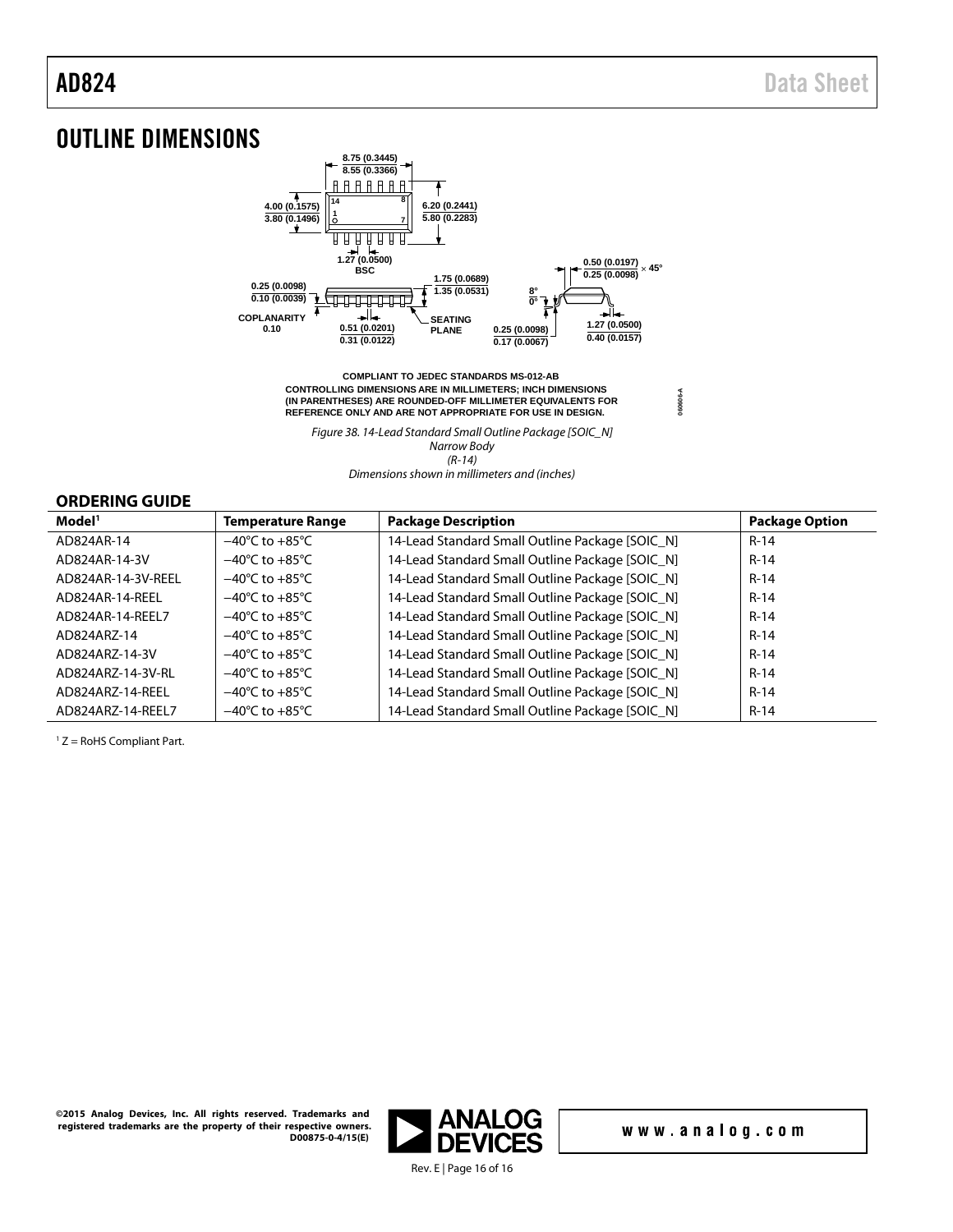## OUTLINE DIMENSIONS

8.75 (0.3445)
8.55 (0.3366)
4.00 (0.1575)
3.80 (0.1496)
14
8
1
7
6.20 (0.2441)
5.80 (0.2283)
1.27 (0.0500)
BSC
0.25 (0.0098)
0.10 (0.0039)
COPLANARITY
0.10
0.51 (0.0201)
0.31 (0.0122)
1.75 (0.0689)
1.35 (0.0531)
SEATING
PLANE
8°
0°
0.25 (0.0098)
0.17 (0.0067)
0.50 (0.0197)
0.25 (0.0098)
× 45°
1.27 (0.0500)
0.40 (0.0157)

COMPLIANT TO JEDEC STANDARDS MS-012-AB
CONTROLLING DIMENSIONS ARE IN MILLIMETERS; INCH DIMENSIONS (IN PARENTHESES) ARE ROUNDED-OFF MILLIMETER EQUIVALENTS FOR REFERENCE ONLY AND ARE NOT APPROPRIATE FOR USE IN DESIGN.

060606-A

*Figure 38. 14-Lead Standard Small Outline Package [SOIC_N]*
*Narrow Body*
*(R-14)*
*Dimensions shown in millimeters and (inches)*

### ORDERING GUIDE

| Model[1] | Temperature Range | Package Description | Package Option |
|---|---|---|---|
| AD824AR-14 | −40°C to +85°C | 14-Lead Standard Small Outline Package [SOIC_N] | R-14 |
| AD824AR-14-3V | −40°C to +85°C | 14-Lead Standard Small Outline Package [SOIC_N] | R-14 |
| AD824AR-14-3V-REEL | −40°C to +85°C | 14-Lead Standard Small Outline Package [SOIC_N] | R-14 |
| AD824AR-14-REEL | −40°C to +85°C | 14-Lead Standard Small Outline Package [SOIC_N] | R-14 |
| AD824AR-14-REEL7 | −40°C to +85°C | 14-Lead Standard Small Outline Package [SOIC_N] | R-14 |
| AD824ARZ-14 | −40°C to +85°C | 14-Lead Standard Small Outline Package [SOIC_N] | R-14 |
| AD824ARZ-14-3V | −40°C to +85°C | 14-Lead Standard Small Outline Package [SOIC_N] | R-14 |
| AD824ARZ-14-3V-RL | −40°C to +85°C | 14-Lead Standard Small Outline Package [SOIC_N] | R-14 |
| AD824ARZ-14-REEL | −40°C to +85°C | 14-Lead Standard Small Outline Package [SOIC_N] | R-14 |
| AD824ARZ-14-REEL7 | −40°C to +85°C | 14-Lead Standard Small Outline Package [SOIC_N] | R-14 |

[1] Z = RoHS Compliant Part.

©2015 Analog Devices, Inc. All rights reserved. Trademarks and registered trademarks are the property of their respective owners.
D00875-0-4/15(E)

www.analog.com